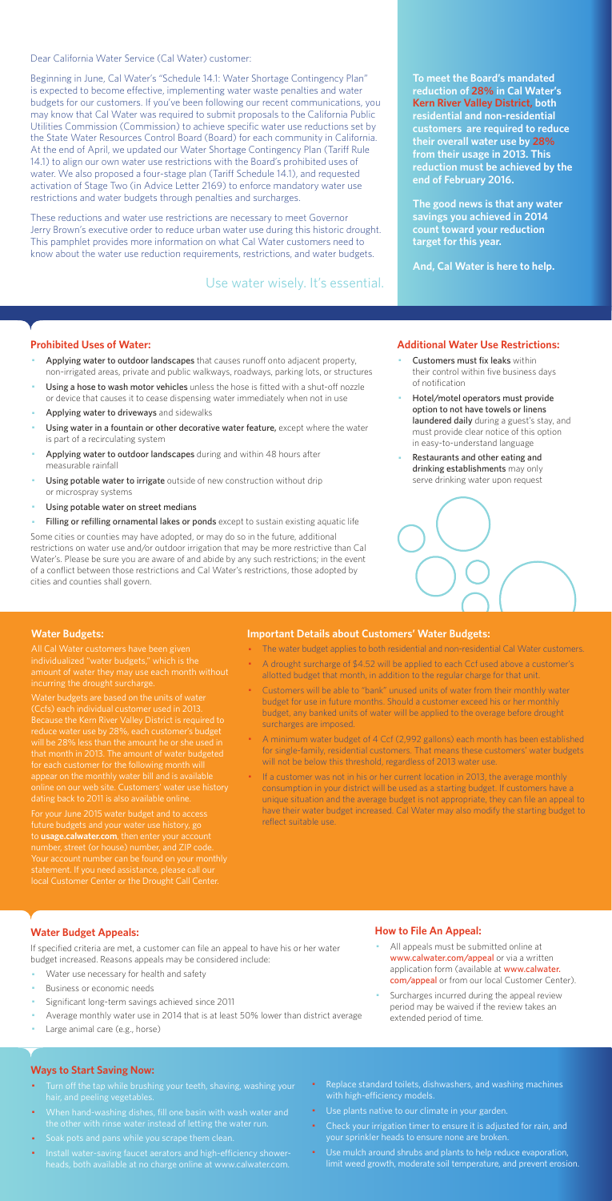Dear California Water Service (Cal Water) customer:

Beginning in June, Cal Water's "Schedule 14.1: Water Shortage Contingency Plan" is expected to become effective, implementing water waste penalties and water budgets for our customers. If you've been following our recent communications, you may know that Cal Water was required to submit proposals to the California Public Utilities Commission (Commission) to achieve specific water use reductions set by the State Water Resources Control Board (Board) for each community in California. At the end of April, we updated our Water Shortage Contingency Plan (Tariff Rule 14.1) to align our own water use restrictions with the Board's prohibited uses of water. We also proposed a four-stage plan (Tariff Schedule 14.1), and requested activation of Stage Two (in Advice Letter 2169) to enforce mandatory water use restrictions and water budgets through penalties and surcharges.

These reductions and water use restrictions are necessary to meet Governor Jerry Brown's executive order to reduce urban water use during this historic drought. This pamphlet provides more information on what Cal Water customers need to know about the water use reduction requirements, restrictions, and water budgets.

Use water wisely. It's essential.

**To meet the Board's mandated reduction of 28% in Cal Water's Kern River Valley District, both residential and non-residential customers are required to reduce their overall water use by 28% from their usage in 2013. This reduction must be achieved by the end of February 2016.**

**The good news is that any water savings you achieved in 2014 count toward your reduction target for this year.**

**And, Cal Water is here to help.**

## Prohibited Uses of Water:

- Applying water to outdoor landscapes that causes runoff onto adjacent property, non-irrigated areas, private and public walkways, roadways, parking lots, or structures
- Using a hose to wash motor vehicles unless the hose is fitted with a shut-off nozzle or device that causes it to cease dispensing water immediately when not in use
- Applying water to driveways and sidewalks
- Using water in a fountain or other decorative water feature, except where the water is part of a recirculating system
- Applying water to outdoor landscapes during and within 48 hours after measurable rainfall
- Using potable water to irrigate outside of new construction without drip or microspray systems
- Using potable water on street medians
- Filling or refilling ornamental lakes or ponds except to sustain existing aquatic life

Some cities or counties may have adopted, or may do so in the future, additional restrictions on water use and/or outdoor irrigation that may be more restrictive than Cal Water's. Please be sure you are aware of and abide by any such restrictions; in the event of a conflict between those restrictions and Cal Water's restrictions, those adopted by cities and counties shall govern.

## Additional Water Use Restrictions:

- Customers must fix leaks within their control within five business days of notification
- Hotel/motel operators must provide option to not have towels or linens laundered daily during a guest's stay, and must provide clear notice of this option in easy-to-understand language
- Restaurants and other eating and drinking establishments may only serve drinking water upon request

## Water Budgets:

All Cal Water customers have been given individualized "water budgets," which is the amount of water they may use each month without incurring the drought surcharge.

Water budgets are based on the units of water (Ccfs) each individual customer used in 2013. Because the Kern River Valley District is required to reduce water use by 28%, each customer's budget will be 28% less than the amount he or she used in that month in 2013. The amount of water budgeted for each customer for the following month will appear on the monthly water bill and is available online on our web site. Customers' water use history dating back to 2011 is also available online.

For your June 2015 water budget and to access future budgets and your water use history, go to **usage.calwater.com**, then enter your account number, street (or house) number, and ZIP code. Your account number can be found on your monthly statement. If you need assistance, please call our local Customer Center or the Drought Call Center.

## Important Details about Customers' Water Budgets:

- The water budget applies to both residential and non-residential Cal Water customers.
- A drought surcharge of $4.52 will be applied to each Ccf used above a customer's allotted budget that month, in addition to the regular charge for that unit.
- Customers will be able to "bank" unused units of water from their monthly water budget for use in future months. Should a customer exceed his or her monthly budget, any banked units of water will be applied to the overage before drought surcharges are imposed.
- A minimum water budget of 4 Ccf (2,992 gallons) each month has been established for single-family, residential customers. That means these customers' water budgets will not be below this threshold, regardless of 2013 water use.
- If a customer was not in his or her current location in 2013, the average monthly consumption in your district will be used as a starting budget. If customers have a unique situation and the average budget is not appropriate, they can file an appeal to have their water budget increased. Cal Water may also modify the starting budget to reflect suitable use.

## Water Budget Appeals:

If specified criteria are met, a customer can file an appeal to have his or her water budget increased. Reasons appeals may be considered include:

- Water use necessary for health and safety
- Business or economic needs
- Significant long-term savings achieved since 2011
- Average monthly water use in 2014 that is at least 50% lower than district average
- Large animal care (e.g., horse)

## How to File An Appeal:

- All appeals must be submitted online at www.calwater.com/appeal or via a written application form (available at www.calwater.com/appeal or from our local Customer Center).
- Surcharges incurred during the appeal review period may be waived if the review takes an extended period of time.

## Ways to Start Saving Now:

- Turn off the tap while brushing your teeth, shaving, washing your hair, and peeling vegetables.
- When hand-washing dishes, fill one basin with wash water and the other with rinse water instead of letting the water run.
- Soak pots and pans while you scrape them clean.
- Install water-saving faucet aerators and high-efficiency showerheads, both available at no charge online at www.calwater.com.
- Replace standard toilets, dishwashers, and washing machines with high-efficiency models.
- Use plants native to our climate in your garden.
- Check your irrigation timer to ensure it is adjusted for rain, and your sprinkler heads to ensure none are broken.
- Use mulch around shrubs and plants to help reduce evaporation, limit weed growth, moderate soil temperature, and prevent erosion.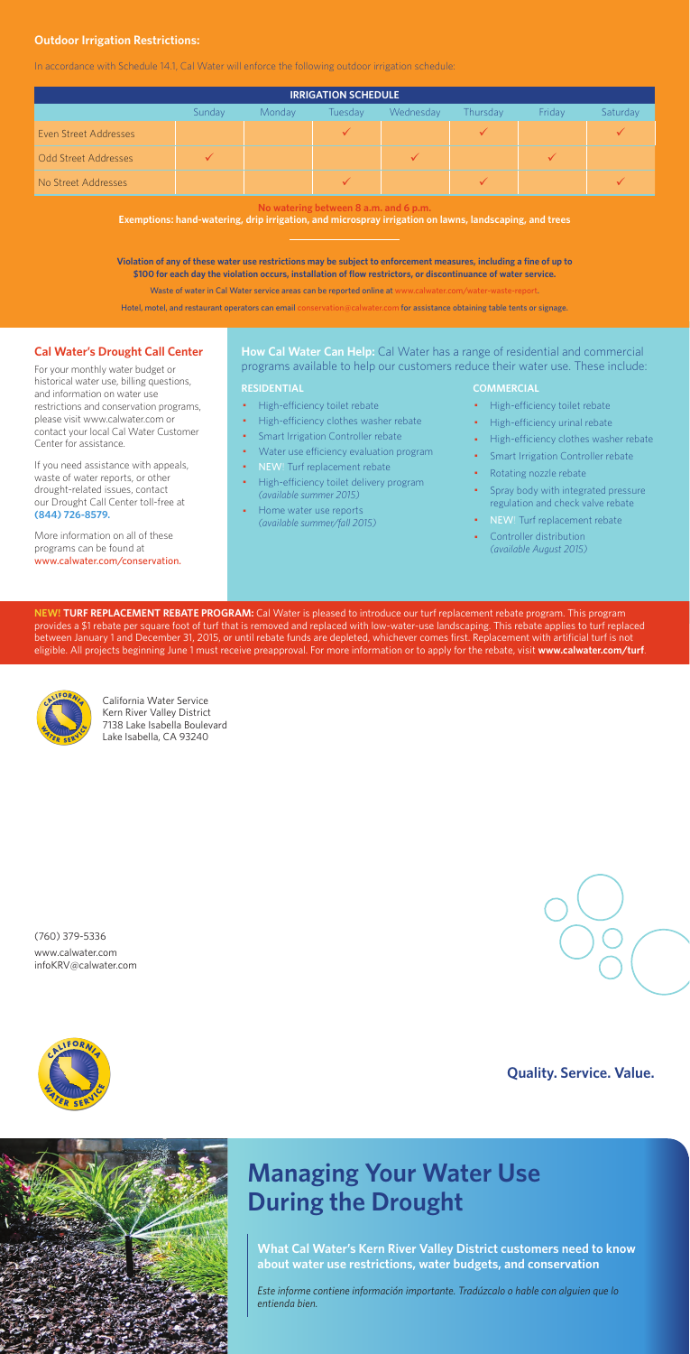**Outdoor Irrigation Restrictions:**

In accordance with Schedule 14.1, Cal Water will enforce the following outdoor irrigation schedule:

| IRRIGATION SCHEDULE | | | | | | | |
|---|---|---|---|---|---|---|---|
| | Sunday | Monday | Tuesday | Wednesday | Thursday | Friday | Saturday |
| Even Street Addresses | | | ✓ | | ✓ | | ✓ |
| Odd Street Addresses | ✓ | | | ✓ | | ✓ | |
| No Street Addresses | | | ✓ | | ✓ | | ✓ |

**No watering between 8 a.m. and 6 p.m.**

**Exemptions: hand-watering, drip irrigation, and microspray irrigation on lawns, landscaping, and trees**

**Violation of any of these water use restrictions may be subject to enforcement measures, including a fine of up to $100 for each day the violation occurs, installation of flow restrictors, or discontinuance of water service.**

Waste of water in Cal Water service areas can be reported online at www.calwater.com/water-waste-report.

Hotel, motel, and restaurant operators can email conservation@calwater.com for assistance obtaining table tents or signage.

### Cal Water's Drought Call Center

For your monthly water budget or historical water use, billing questions, and information on water use restrictions and conservation programs, please visit www.calwater.com or contact your local Cal Water Customer Center for assistance.

If you need assistance with appeals, waste of water reports, or other drought-related issues, contact our Drought Call Center toll-free at **(844) 726-8579.**

More information on all of these programs can be found at www.calwater.com/conservation.

**How Cal Water Can Help:** Cal Water has a range of residential and commercial programs available to help our customers reduce their water use. These include:

**RESIDENTIAL**

- High-efficiency toilet rebate
- High-efficiency clothes washer rebate
- Smart Irrigation Controller rebate
- Water use efficiency evaluation program
- NEW! Turf replacement rebate
- High-efficiency toilet delivery program *(available summer 2015)*
- Home water use reports *(available summer/fall 2015)*

**COMMERCIAL**

- High-efficiency toilet rebate
- High-efficiency urinal rebate
- High-efficiency clothes washer rebate
- Smart Irrigation Controller rebate
- Rotating nozzle rebate
- Spray body with integrated pressure regulation and check valve rebate
- NEW! Turf replacement rebate
- Controller distribution *(available August 2015)*

**NEW! TURF REPLACEMENT REBATE PROGRAM:** Cal Water is pleased to introduce our turf replacement rebate program. This program provides a $1 rebate per square foot of turf that is removed and replaced with low-water-use landscaping. This rebate applies to turf replaced between January 1 and December 31, 2015, or until rebate funds are depleted, whichever comes first. Replacement with artificial turf is not eligible. All projects beginning June 1 must receive preapproval. For more information or to apply for the rebate, visit **www.calwater.com/turf**.

California Water Service
Kern River Valley District
7138 Lake Isabella Boulevard
Lake Isabella, CA 93240

(760) 379-5336
www.calwater.com
infoKRV@calwater.com

**Quality. Service. Value.**

# Managing Your Water Use During the Drought

**What Cal Water's Kern River Valley District customers need to know about water use restrictions, water budgets, and conservation**

*Este informe contiene información importante. Tradúzcalo o hable con alguien que lo entienda bien.*